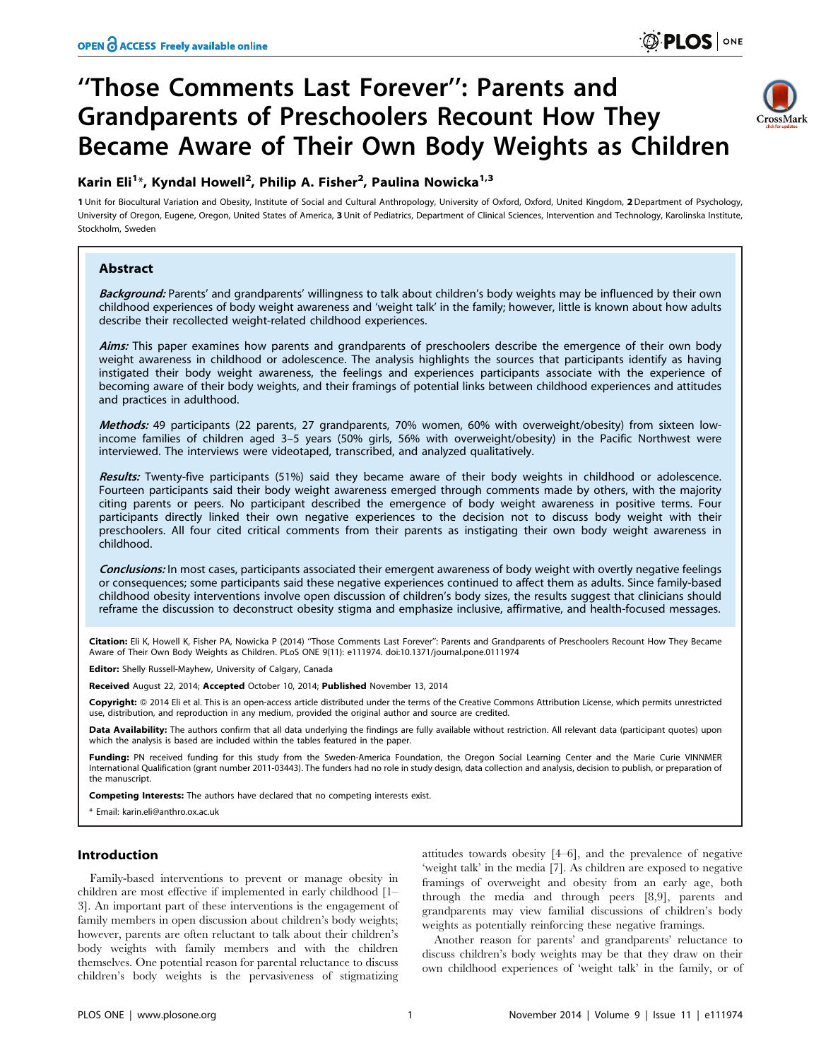# "Those Comments Last Forever": Parents and Grandparents of Preschoolers Recount How They Became Aware of Their Own Body Weights as Children

**Karin Eli[1]*, Kyndal Howell[2], Philip A. Fisher[2], Paulina Nowicka[1,3]**

1 Unit for Biocultural Variation and Obesity, Institute of Social and Cultural Anthropology, University of Oxford, Oxford, United Kingdom, 2 Department of Psychology, University of Oregon, Eugene, Oregon, United States of America, 3 Unit of Pediatrics, Department of Clinical Sciences, Intervention and Technology, Karolinska Institute, Stockholm, Sweden

## Abstract

***Background:*** Parents' and grandparents' willingness to talk about children's body weights may be influenced by their own childhood experiences of body weight awareness and 'weight talk' in the family; however, little is known about how adults describe their recollected weight-related childhood experiences.

***Aims:*** This paper examines how parents and grandparents of preschoolers describe the emergence of their own body weight awareness in childhood or adolescence. The analysis highlights the sources that participants identify as having instigated their body weight awareness, the feelings and experiences participants associate with the experience of becoming aware of their body weights, and their framings of potential links between childhood experiences and attitudes and practices in adulthood.

***Methods:*** 49 participants (22 parents, 27 grandparents, 70% women, 60% with overweight/obesity) from sixteen low-income families of children aged 3–5 years (50% girls, 56% with overweight/obesity) in the Pacific Northwest were interviewed. The interviews were videotaped, transcribed, and analyzed qualitatively.

***Results:*** Twenty-five participants (51%) said they became aware of their body weights in childhood or adolescence. Fourteen participants said their body weight awareness emerged through comments made by others, with the majority citing parents or peers. No participant described the emergence of body weight awareness in positive terms. Four participants directly linked their own negative experiences to the decision not to discuss body weight with their preschoolers. All four cited critical comments from their parents as instigating their own body weight awareness in childhood.

***Conclusions:*** In most cases, participants associated their emergent awareness of body weight with overtly negative feelings or consequences; some participants said these negative experiences continued to affect them as adults. Since family-based childhood obesity interventions involve open discussion of children's body sizes, the results suggest that clinicians should reframe the discussion to deconstruct obesity stigma and emphasize inclusive, affirmative, and health-focused messages.

**Citation:** Eli K, Howell K, Fisher PA, Nowicka P (2014) "Those Comments Last Forever": Parents and Grandparents of Preschoolers Recount How They Became Aware of Their Own Body Weights as Children. PLoS ONE 9(11): e111974. doi:10.1371/journal.pone.0111974

**Editor:** Shelly Russell-Mayhew, University of Calgary, Canada

**Received** August 22, 2014; **Accepted** October 10, 2014; **Published** November 13, 2014

**Copyright:** © 2014 Eli et al. This is an open-access article distributed under the terms of the Creative Commons Attribution License, which permits unrestricted use, distribution, and reproduction in any medium, provided the original author and source are credited.

**Data Availability:** The authors confirm that all data underlying the findings are fully available without restriction. All relevant data (participant quotes) upon which the analysis is based are included within the tables featured in the paper.

**Funding:** PN received funding for this study from the Sweden-America Foundation, the Oregon Social Learning Center and the Marie Curie VINNMER International Qualification (grant number 2011-03443). The funders had no role in study design, data collection and analysis, decision to publish, or preparation of the manuscript.

**Competing Interests:** The authors have declared that no competing interests exist.

* Email: karin.eli@anthro.ox.ac.uk

## Introduction

Family-based interventions to prevent or manage obesity in children are most effective if implemented in early childhood [1–3]. An important part of these interventions is the engagement of family members in open discussion about children's body weights; however, parents are often reluctant to talk about their children's body weights with family members and with the children themselves. One potential reason for parental reluctance to discuss children's body weights is the pervasiveness of stigmatizing attitudes towards obesity [4–6], and the prevalence of negative 'weight talk' in the media [7]. As children are exposed to negative framings of overweight and obesity from an early age, both through the media and through peers [8,9], parents and grandparents may view familial discussions of children's body weights as potentially reinforcing these negative framings.

Another reason for parents' and grandparents' reluctance to discuss children's body weights may be that they draw on their own childhood experiences of 'weight talk' in the family, or of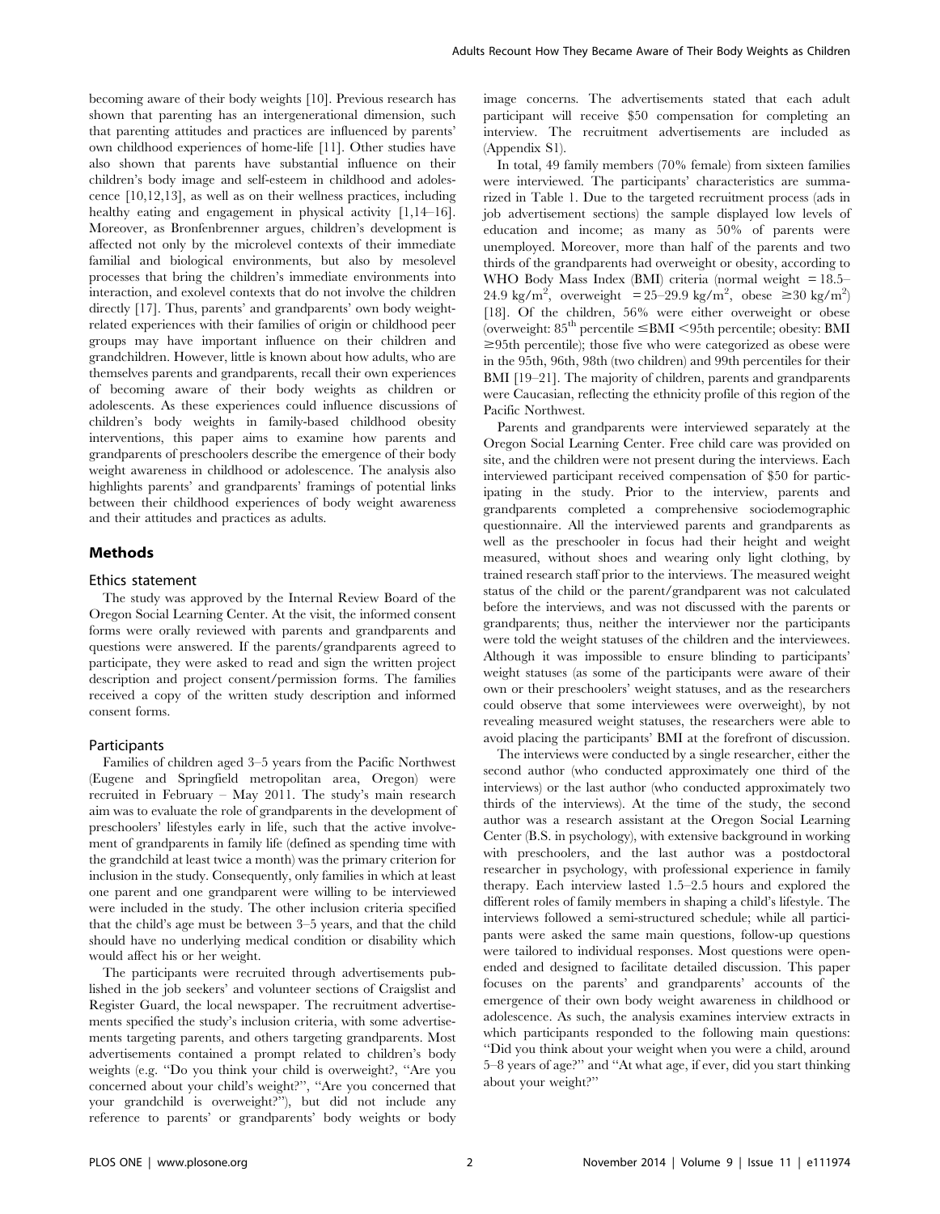becoming aware of their body weights [10]. Previous research has shown that parenting has an intergenerational dimension, such that parenting attitudes and practices are influenced by parents' own childhood experiences of home-life [11]. Other studies have also shown that parents have substantial influence on their children's body image and self-esteem in childhood and adolescence [10,12,13], as well as on their wellness practices, including healthy eating and engagement in physical activity [1,14–16]. Moreover, as Bronfenbrenner argues, children's development is affected not only by the microlevel contexts of their immediate familial and biological environments, but also by mesolevel processes that bring the children's immediate environments into interaction, and exolevel contexts that do not involve the children directly [17]. Thus, parents' and grandparents' own body weight-related experiences with their families of origin or childhood peer groups may have important influence on their children and grandchildren. However, little is known about how adults, who are themselves parents and grandparents, recall their own experiences of becoming aware of their body weights as children or adolescents. As these experiences could influence discussions of children's body weights in family-based childhood obesity interventions, this paper aims to examine how parents and grandparents of preschoolers describe the emergence of their body weight awareness in childhood or adolescence. The analysis also highlights parents' and grandparents' framings of potential links between their childhood experiences of body weight awareness and their attitudes and practices as adults.

## Methods

### Ethics statement

The study was approved by the Internal Review Board of the Oregon Social Learning Center. At the visit, the informed consent forms were orally reviewed with parents and grandparents and questions were answered. If the parents/grandparents agreed to participate, they were asked to read and sign the written project description and project consent/permission forms. The families received a copy of the written study description and informed consent forms.

### Participants

Families of children aged 3–5 years from the Pacific Northwest (Eugene and Springfield metropolitan area, Oregon) were recruited in February – May 2011. The study's main research aim was to evaluate the role of grandparents in the development of preschoolers' lifestyles early in life, such that the active involvement of grandparents in family life (defined as spending time with the grandchild at least twice a month) was the primary criterion for inclusion in the study. Consequently, only families in which at least one parent and one grandparent were willing to be interviewed were included in the study. The other inclusion criteria specified that the child's age must be between 3–5 years, and that the child should have no underlying medical condition or disability which would affect his or her weight.

The participants were recruited through advertisements published in the job seekers' and volunteer sections of Craigslist and Register Guard, the local newspaper. The recruitment advertisements specified the study's inclusion criteria, with some advertisements targeting parents, and others targeting grandparents. Most advertisements contained a prompt related to children's body weights (e.g. "Do you think your child is overweight?, "Are you concerned about your child's weight?", "Are you concerned that your grandchild is overweight?"), but did not include any reference to parents' or grandparents' body weights or body image concerns. The advertisements stated that each adult participant will receive $50 compensation for completing an interview. The recruitment advertisements are included as (Appendix S1).

In total, 49 family members (70% female) from sixteen families were interviewed. The participants' characteristics are summarized in Table 1. Due to the targeted recruitment process (ads in job advertisement sections) the sample displayed low levels of education and income; as many as 50% of parents were unemployed. Moreover, more than half of the parents and two thirds of the grandparents had overweight or obesity, according to WHO Body Mass Index (BMI) criteria (normal weight = 18.5–24.9 $kg/m^2$, overweight = 25–29.9 $kg/m^2$, obese $\geq$30 $kg/m^2$) [18]. Of the children, 56% were either overweight or obese (overweight: $85^{th}$ percentile $\leq$BMI $<$95th percentile; obesity: BMI $\geq$95th percentile); those five who were categorized as obese were in the 95th, 96th, 98th (two children) and 99th percentiles for their BMI [19–21]. The majority of children, parents and grandparents were Caucasian, reflecting the ethnicity profile of this region of the Pacific Northwest.

Parents and grandparents were interviewed separately at the Oregon Social Learning Center. Free child care was provided on site, and the children were not present during the interviews. Each interviewed participant received compensation of $50 for participating in the study. Prior to the interview, parents and grandparents completed a comprehensive sociodemographic questionnaire. All the interviewed parents and grandparents as well as the preschooler in focus had their height and weight measured, without shoes and wearing only light clothing, by trained research staff prior to the interviews. The measured weight status of the child or the parent/grandparent was not calculated before the interviews, and was not discussed with the parents or grandparents; thus, neither the interviewer nor the participants were told the weight statuses of the children and the interviewees. Although it was impossible to ensure blinding to participants' weight statuses (as some of the participants were aware of their own or their preschoolers' weight statuses, and as the researchers could observe that some interviewees were overweight), by not revealing measured weight statuses, the researchers were able to avoid placing the participants' BMI at the forefront of discussion.

The interviews were conducted by a single researcher, either the second author (who conducted approximately one third of the interviews) or the last author (who conducted approximately two thirds of the interviews). At the time of the study, the second author was a research assistant at the Oregon Social Learning Center (B.S. in psychology), with extensive background in working with preschoolers, and the last author was a postdoctoral researcher in psychology, with professional experience in family therapy. Each interview lasted 1.5–2.5 hours and explored the different roles of family members in shaping a child's lifestyle. The interviews followed a semi-structured schedule; while all participants were asked the same main questions, follow-up questions were tailored to individual responses. Most questions were open-ended and designed to facilitate detailed discussion. This paper focuses on the parents' and grandparents' accounts of the emergence of their own body weight awareness in childhood or adolescence. As such, the analysis examines interview extracts in which participants responded to the following main questions: "Did you think about your weight when you were a child, around 5–8 years of age?" and "At what age, if ever, did you start thinking about your weight?"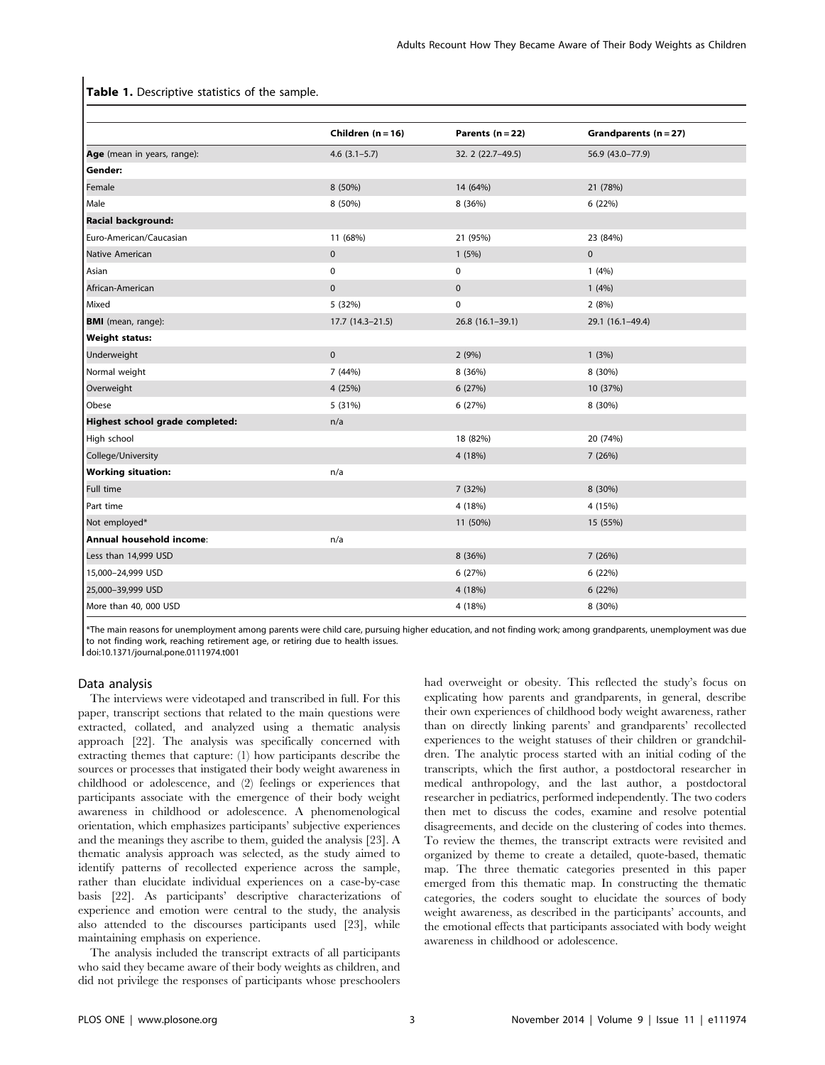**Table 1.** Descriptive statistics of the sample.

| | Children (n = 16) | Parents (n = 22) | Grandparents (n = 27) |
|---|---|---|---|
| **Age** (mean in years, range): | 4.6 (3.1–5.7) | 32. 2 (22.7–49.5) | 56.9 (43.0–77.9) |
| **Gender:** | | | |
| Female | 8 (50%) | 14 (64%) | 21 (78%) |
| Male | 8 (50%) | 8 (36%) | 6 (22%) |
| **Racial background:** | | | |
| Euro-American/Caucasian | 11 (68%) | 21 (95%) | 23 (84%) |
| Native American | 0 | 1 (5%) | 0 |
| Asian | 0 | 0 | 1 (4%) |
| African-American | 0 | 0 | 1 (4%) |
| Mixed | 5 (32%) | 0 | 2 (8%) |
| **BMI** (mean, range): | 17.7 (14.3–21.5) | 26.8 (16.1–39.1) | 29.1 (16.1–49.4) |
| **Weight status:** | | | |
| Underweight | 0 | 2 (9%) | 1 (3%) |
| Normal weight | 7 (44%) | 8 (36%) | 8 (30%) |
| Overweight | 4 (25%) | 6 (27%) | 10 (37%) |
| Obese | 5 (31%) | 6 (27%) | 8 (30%) |
| **Highest school grade completed:** | n/a | | |
| High school | | 18 (82%) | 20 (74%) |
| College/University | | 4 (18%) | 7 (26%) |
| **Working situation:** | n/a | | |
| Full time | | 7 (32%) | 8 (30%) |
| Part time | | 4 (18%) | 4 (15%) |
| Not employed* | | 11 (50%) | 15 (55%) |
| **Annual household income**: | n/a | | |
| Less than 14,999 USD | | 8 (36%) | 7 (26%) |
| 15,000–24,999 USD | | 6 (27%) | 6 (22%) |
| 25,000–39,999 USD | | 4 (18%) | 6 (22%) |
| More than 40, 000 USD | | 4 (18%) | 8 (30%) |

*The main reasons for unemployment among parents were child care, pursuing higher education, and not finding work; among grandparents, unemployment was due to not finding work, reaching retirement age, or retiring due to health issues.
doi:10.1371/journal.pone.0111974.t001

### Data analysis

The interviews were videotaped and transcribed in full. For this paper, transcript sections that related to the main questions were extracted, collated, and analyzed using a thematic analysis approach [22]. The analysis was specifically concerned with extracting themes that capture: (1) how participants describe the sources or processes that instigated their body weight awareness in childhood or adolescence, and (2) feelings or experiences that participants associate with the emergence of their body weight awareness in childhood or adolescence. A phenomenological orientation, which emphasizes participants' subjective experiences and the meanings they ascribe to them, guided the analysis [23]. A thematic analysis approach was selected, as the study aimed to identify patterns of recollected experience across the sample, rather than elucidate individual experiences on a case-by-case basis [22]. As participants' descriptive characterizations of experience and emotion were central to the study, the analysis also attended to the discourses participants used [23], while maintaining emphasis on experience.

The analysis included the transcript extracts of all participants who said they became aware of their body weights as children, and did not privilege the responses of participants whose preschoolers had overweight or obesity. This reflected the study's focus on explicating how parents and grandparents, in general, describe their own experiences of childhood body weight awareness, rather than on directly linking parents' and grandparents' recollected experiences to the weight statuses of their children or grandchildren. The analytic process started with an initial coding of the transcripts, which the first author, a postdoctoral researcher in medical anthropology, and the last author, a postdoctoral researcher in pediatrics, performed independently. The two coders then met to discuss the codes, examine and resolve potential disagreements, and decide on the clustering of codes into themes. To review the themes, the transcript extracts were revisited and organized by theme to create a detailed, quote-based, thematic map. The three thematic categories presented in this paper emerged from this thematic map. In constructing the thematic categories, the coders sought to elucidate the sources of body weight awareness, as described in the participants' accounts, and the emotional effects that participants associated with body weight awareness in childhood or adolescence.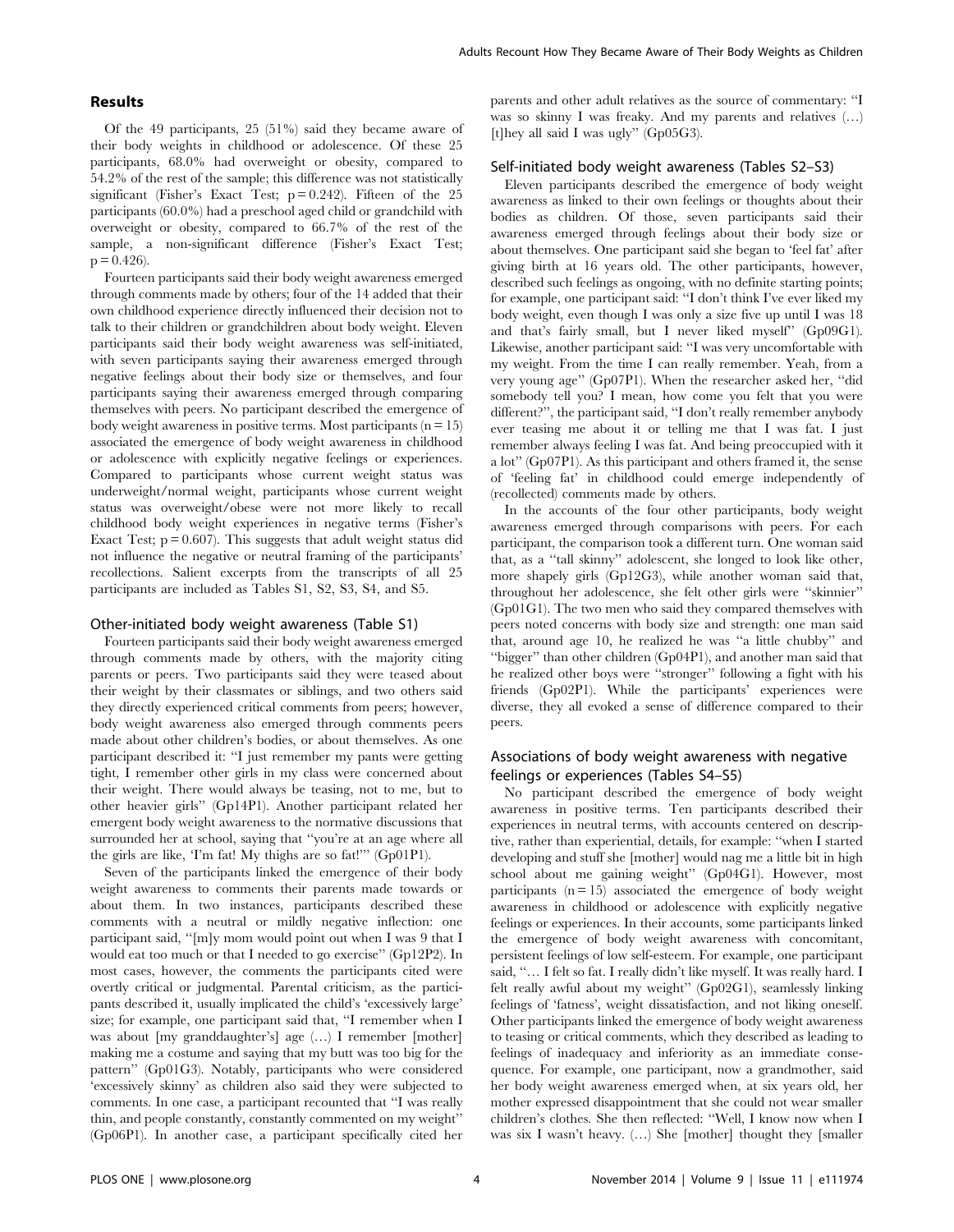## Results

Of the 49 participants, 25 (51%) said they became aware of their body weights in childhood or adolescence. Of these 25 participants, 68.0% had overweight or obesity, compared to 54.2% of the rest of the sample; this difference was not statistically significant (Fisher's Exact Test; $p = 0.242$). Fifteen of the 25 participants (60.0%) had a preschool aged child or grandchild with overweight or obesity, compared to 66.7% of the rest of the sample, a non-significant difference (Fisher's Exact Test; $p = 0.426$).

Fourteen participants said their body weight awareness emerged through comments made by others; four of the 14 added that their own childhood experience directly influenced their decision not to talk to their children or grandchildren about body weight. Eleven participants said their body weight awareness was self-initiated, with seven participants saying their awareness emerged through negative feelings about their body size or themselves, and four participants saying their awareness emerged through comparing themselves with peers. No participant described the emergence of body weight awareness in positive terms. Most participants ($n = 15$) associated the emergence of body weight awareness in childhood or adolescence with explicitly negative feelings or experiences. Compared to participants whose current weight status was underweight/normal weight, participants whose current weight status was overweight/obese were not more likely to recall childhood body weight experiences in negative terms (Fisher's Exact Test; $p = 0.607$). This suggests that adult weight status did not influence the negative or neutral framing of the participants' recollections. Salient excerpts from the transcripts of all 25 participants are included as Tables S1, S2, S3, S4, and S5.

### Other-initiated body weight awareness (Table S1)

Fourteen participants said their body weight awareness emerged through comments made by others, with the majority citing parents or peers. Two participants said they were teased about their weight by their classmates or siblings, and two others said they directly experienced critical comments from peers; however, body weight awareness also emerged through comments peers made about other children's bodies, or about themselves. As one participant described it: "I just remember my pants were getting tight, I remember other girls in my class were concerned about their weight. There would always be teasing, not to me, but to other heavier girls" (Gp14P1). Another participant related her emergent body weight awareness to the normative discussions that surrounded her at school, saying that "you're at an age where all the girls are like, 'I'm fat! My thighs are so fat!'" (Gp01P1).

Seven of the participants linked the emergence of their body weight awareness to comments their parents made towards or about them. In two instances, participants described these comments with a neutral or mildly negative inflection: one participant said, "[m]y mom would point out when I was 9 that I would eat too much or that I needed to go exercise" (Gp12P2). In most cases, however, the comments the participants cited were overtly critical or judgmental. Parental criticism, as the participants described it, usually implicated the child's 'excessively large' size; for example, one participant said that, "I remember when I was about [my granddaughter's] age (…) I remember [mother] making me a costume and saying that my butt was too big for the pattern" (Gp01G3). Notably, participants who were considered 'excessively skinny' as children also said they were subjected to comments. In one case, a participant recounted that "I was really thin, and people constantly, constantly commented on my weight" (Gp06P1). In another case, a participant specifically cited her parents and other adult relatives as the source of commentary: "I was so skinny I was freaky. And my parents and relatives (…) [t]hey all said I was ugly" (Gp05G3).

### Self-initiated body weight awareness (Tables S2–S3)

Eleven participants described the emergence of body weight awareness as linked to their own feelings or thoughts about their bodies as children. Of those, seven participants said their awareness emerged through feelings about their body size or about themselves. One participant said she began to 'feel fat' after giving birth at 16 years old. The other participants, however, described such feelings as ongoing, with no definite starting points; for example, one participant said: "I don't think I've ever liked my body weight, even though I was only a size five up until I was 18 and that's fairly small, but I never liked myself" (Gp09G1). Likewise, another participant said: "I was very uncomfortable with my weight. From the time I can really remember. Yeah, from a very young age" (Gp07P1). When the researcher asked her, "did somebody tell you? I mean, how come you felt that you were different?", the participant said, "I don't really remember anybody ever teasing me about it or telling me that I was fat. I just remember always feeling I was fat. And being preoccupied with it a lot" (Gp07P1). As this participant and others framed it, the sense of 'feeling fat' in childhood could emerge independently of (recollected) comments made by others.

In the accounts of the four other participants, body weight awareness emerged through comparisons with peers. For each participant, the comparison took a different turn. One woman said that, as a "tall skinny" adolescent, she longed to look like other, more shapely girls (Gp12G3), while another woman said that, throughout her adolescence, she felt other girls were "skinnier" (Gp01G1). The two men who said they compared themselves with peers noted concerns with body size and strength: one man said that, around age 10, he realized he was "a little chubby" and "bigger" than other children (Gp04P1), and another man said that he realized other boys were "stronger" following a fight with his friends (Gp02P1). While the participants' experiences were diverse, they all evoked a sense of difference compared to their peers.

### Associations of body weight awareness with negative feelings or experiences (Tables S4–S5)

No participant described the emergence of body weight awareness in positive terms. Ten participants described their experiences in neutral terms, with accounts centered on descriptive, rather than experiential, details, for example: "when I started developing and stuff she [mother] would nag me a little bit in high school about me gaining weight" (Gp04G1). However, most participants ($n = 15$) associated the emergence of body weight awareness in childhood or adolescence with explicitly negative feelings or experiences. In their accounts, some participants linked the emergence of body weight awareness with concomitant, persistent feelings of low self-esteem. For example, one participant said, "… I felt so fat. I really didn't like myself. It was really hard. I felt really awful about my weight" (Gp02G1), seamlessly linking feelings of 'fatness', weight dissatisfaction, and not liking oneself. Other participants linked the emergence of body weight awareness to teasing or critical comments, which they described as leading to feelings of inadequacy and inferiority as an immediate consequence. For example, one participant, now a grandmother, said her body weight awareness emerged when, at six years old, her mother expressed disappointment that she could not wear smaller children's clothes. She then reflected: "Well, I know now when I was six I wasn't heavy. (…) She [mother] thought they [smaller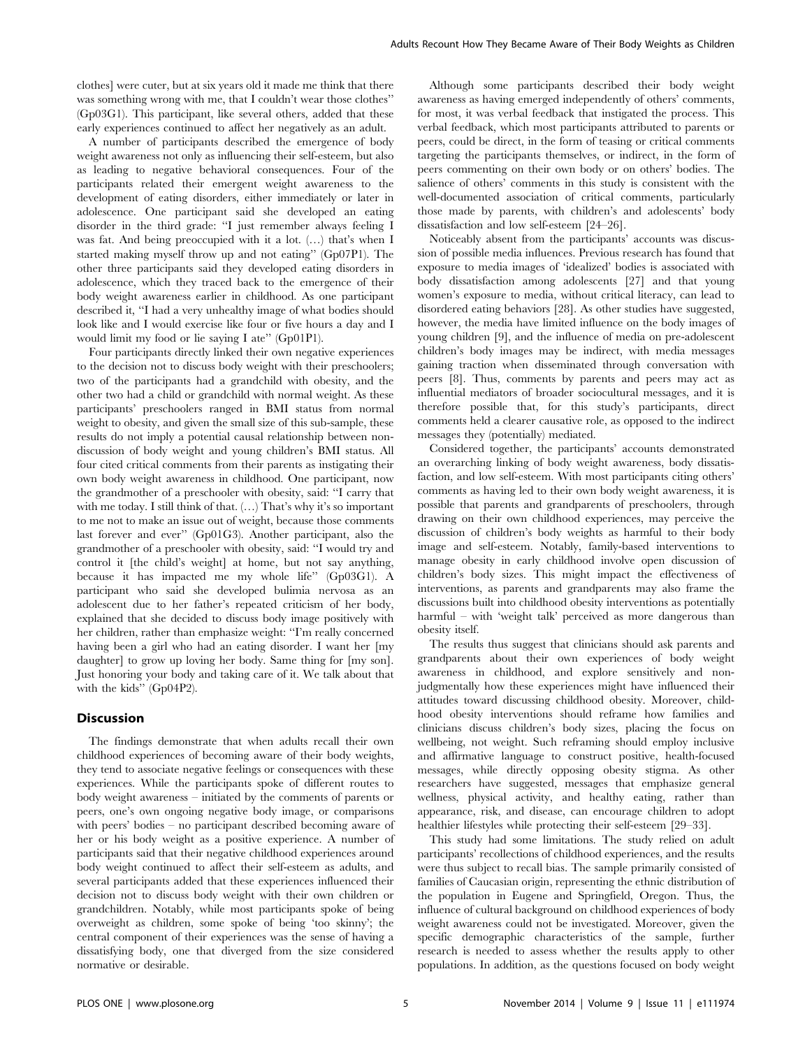clothes] were cuter, but at six years old it made me think that there was something wrong with me, that I couldn't wear those clothes'' (Gp03G1). This participant, like several others, added that these early experiences continued to affect her negatively as an adult.

A number of participants described the emergence of body weight awareness not only as influencing their self-esteem, but also as leading to negative behavioral consequences. Four of the participants related their emergent weight awareness to the development of eating disorders, either immediately or later in adolescence. One participant said she developed an eating disorder in the third grade: ''I just remember always feeling I was fat. And being preoccupied with it a lot. (…) that's when I started making myself throw up and not eating'' (Gp07P1). The other three participants said they developed eating disorders in adolescence, which they traced back to the emergence of their body weight awareness earlier in childhood. As one participant described it, ''I had a very unhealthy image of what bodies should look like and I would exercise like four or five hours a day and I would limit my food or lie saying I ate'' (Gp01P1).

Four participants directly linked their own negative experiences to the decision not to discuss body weight with their preschoolers; two of the participants had a grandchild with obesity, and the other two had a child or grandchild with normal weight. As these participants' preschoolers ranged in BMI status from normal weight to obesity, and given the small size of this sub-sample, these results do not imply a potential causal relationship between non-discussion of body weight and young children's BMI status. All four cited critical comments from their parents as instigating their own body weight awareness in childhood. One participant, now the grandmother of a preschooler with obesity, said: ''I carry that with me today. I still think of that. (…) That's why it's so important to me not to make an issue out of weight, because those comments last forever and ever'' (Gp01G3). Another participant, also the grandmother of a preschooler with obesity, said: ''I would try and control it [the child's weight] at home, but not say anything, because it has impacted me my whole life'' (Gp03G1). A participant who said she developed bulimia nervosa as an adolescent due to her father's repeated criticism of her body, explained that she decided to discuss body image positively with her children, rather than emphasize weight: ''I'm really concerned having been a girl who had an eating disorder. I want her [my daughter] to grow up loving her body. Same thing for [my son]. Just honoring your body and taking care of it. We talk about that with the kids'' (Gp04P2).

## Discussion

The findings demonstrate that when adults recall their own childhood experiences of becoming aware of their body weights, they tend to associate negative feelings or consequences with these experiences. While the participants spoke of different routes to body weight awareness – initiated by the comments of parents or peers, one's own ongoing negative body image, or comparisons with peers' bodies – no participant described becoming aware of her or his body weight as a positive experience. A number of participants said that their negative childhood experiences around body weight continued to affect their self-esteem as adults, and several participants added that these experiences influenced their decision not to discuss body weight with their own children or grandchildren. Notably, while most participants spoke of being overweight as children, some spoke of being 'too skinny'; the central component of their experiences was the sense of having a dissatisfying body, one that diverged from the size considered normative or desirable.

Although some participants described their body weight awareness as having emerged independently of others' comments, for most, it was verbal feedback that instigated the process. This verbal feedback, which most participants attributed to parents or peers, could be direct, in the form of teasing or critical comments targeting the participants themselves, or indirect, in the form of peers commenting on their own body or on others' bodies. The salience of others' comments in this study is consistent with the well-documented association of critical comments, particularly those made by parents, with children's and adolescents' body dissatisfaction and low self-esteem [24–26].

Noticeably absent from the participants' accounts was discussion of possible media influences. Previous research has found that exposure to media images of 'idealized' bodies is associated with body dissatisfaction among adolescents [27] and that young women's exposure to media, without critical literacy, can lead to disordered eating behaviors [28]. As other studies have suggested, however, the media have limited influence on the body images of young children [9], and the influence of media on pre-adolescent children's body images may be indirect, with media messages gaining traction when disseminated through conversation with peers [8]. Thus, comments by parents and peers may act as influential mediators of broader sociocultural messages, and it is therefore possible that, for this study's participants, direct comments held a clearer causative role, as opposed to the indirect messages they (potentially) mediated.

Considered together, the participants' accounts demonstrated an overarching linking of body weight awareness, body dissatisfaction, and low self-esteem. With most participants citing others' comments as having led to their own body weight awareness, it is possible that parents and grandparents of preschoolers, through drawing on their own childhood experiences, may perceive the discussion of children's body weights as harmful to their body image and self-esteem. Notably, family-based interventions to manage obesity in early childhood involve open discussion of children's body sizes. This might impact the effectiveness of interventions, as parents and grandparents may also frame the discussions built into childhood obesity interventions as potentially harmful – with 'weight talk' perceived as more dangerous than obesity itself.

The results thus suggest that clinicians should ask parents and grandparents about their own experiences of body weight awareness in childhood, and explore sensitively and non-judgmentally how these experiences might have influenced their attitudes toward discussing childhood obesity. Moreover, childhood obesity interventions should reframe how families and clinicians discuss children's body sizes, placing the focus on wellbeing, not weight. Such reframing should employ inclusive and affirmative language to construct positive, health-focused messages, while directly opposing obesity stigma. As other researchers have suggested, messages that emphasize general wellness, physical activity, and healthy eating, rather than appearance, risk, and disease, can encourage children to adopt healthier lifestyles while protecting their self-esteem [29–33].

This study had some limitations. The study relied on adult participants' recollections of childhood experiences, and the results were thus subject to recall bias. The sample primarily consisted of families of Caucasian origin, representing the ethnic distribution of the population in Eugene and Springfield, Oregon. Thus, the influence of cultural background on childhood experiences of body weight awareness could not be investigated. Moreover, given the specific demographic characteristics of the sample, further research is needed to assess whether the results apply to other populations. In addition, as the questions focused on body weight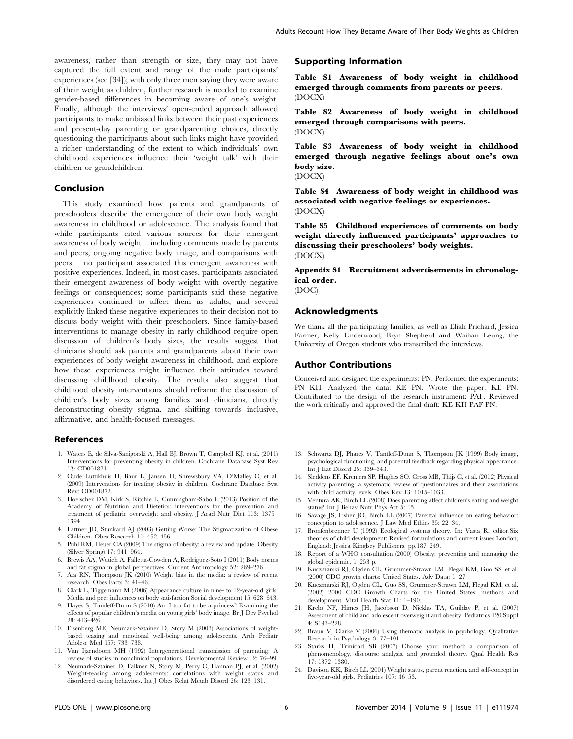awareness, rather than strength or size, they may not have captured the full extent and range of the male participants' experiences (see [34]); with only three men saying they were aware of their weight as children, further research is needed to examine gender-based differences in becoming aware of one's weight. Finally, although the interviews' open-ended approach allowed participants to make unbiased links between their past experiences and present-day parenting or grandparenting choices, directly questioning the participants about such links might have provided a richer understanding of the extent to which individuals' own childhood experiences influence their 'weight talk' with their children or grandchildren.

## Conclusion

This study examined how parents and grandparents of preschoolers describe the emergence of their own body weight awareness in childhood or adolescence. The analysis found that while participants cited various sources for their emergent awareness of body weight – including comments made by parents and peers, ongoing negative body image, and comparisons with peers – no participant associated this emergent awareness with positive experiences. Indeed, in most cases, participants associated their emergent awareness of body weight with overtly negative feelings or consequences; some participants said these negative experiences continued to affect them as adults, and several explicitly linked these negative experiences to their decision not to discuss body weight with their preschoolers. Since family-based interventions to manage obesity in early childhood require open discussion of children's body sizes, the results suggest that clinicians should ask parents and grandparents about their own experiences of body weight awareness in childhood, and explore how these experiences might influence their attitudes toward discussing childhood obesity. The results also suggest that childhood obesity interventions should reframe the discussion of children's body sizes among families and clinicians, directly deconstructing obesity stigma, and shifting towards inclusive, affirmative, and health-focused messages.

## Supporting Information

**Table S1 Awareness of body weight in childhood emerged through comments from parents or peers.**
(DOCX)

**Table S2 Awareness of body weight in childhood emerged through comparisons with peers.**
(DOCX)

**Table S3 Awareness of body weight in childhood emerged through negative feelings about one's own body size.**
(DOCX)

**Table S4 Awareness of body weight in childhood was associated with negative feelings or experiences.**
(DOCX)

**Table S5 Childhood experiences of comments on body weight directly influenced participants' approaches to discussing their preschoolers' body weights.**
(DOCX)

**Appendix S1 Recruitment advertisements in chronological order.**
(DOC)

## Acknowledgments

We thank all the participating families, as well as Eliah Prichard, Jessica Farmer, Kelly Underwood, Bryn Shepherd and Waihan Leung, the University of Oregon students who transcribed the interviews.

## Author Contributions

Conceived and designed the experiments: PN. Performed the experiments: PN KH. Analyzed the data: KE PN. Wrote the paper: KE PN. Contributed to the design of the research instrument: PAF. Reviewed the work critically and approved the final draft: KE KH PAF PN.

## References

1. Waters E, de Silva-Sanigorski A, Hall BJ, Brown T, Campbell KJ, et al. (2011) Interventions for preventing obesity in children. Cochrane Database Syst Rev 12: CD001871.
2. Oude Luttikhuis H, Baur L, Jansen H, Shrewsbury VA, O'Malley C, et al. (2009) Interventions for treating obesity in children. Cochrane Database Syst Rev: CD001872.
3. Hoelscher DM, Kirk S, Ritchie L, Cunningham-Sabo L (2013) Position of the Academy of Nutrition and Dietetics: interventions for the prevention and treatment of pediatric overweight and obesity. J Acad Nutr Diet 113: 1375–1394.
4. Lattner JD, Stunkard AJ (2003) Getting Worse: The Stigmatization of Obese Children. Obes Research 11: 452–456.
5. Puhl RM, Heuer CA (2009) The stigma of obesity: a review and update. Obesity (Silver Spring) 17: 941–964.
6. Brewis AA, Wutich A, Falletta-Cowden A, Rodriguez-Soto I (2011) Body norms and fat stigma in global perspectives. Current Anthropology 52: 269–276.
7. Ata RN, Thompson JK (2010) Weight bias in the media: a review of recent research. Obes Facts 3: 41–46.
8. Clark L, Tiggemann M (2006) Appearance culture in nine- to 12-year-old girls: Media and peer influences on body satisfaction Social development 15: 628–643.
9. Hayes S, Tantleff-Dunn S (2010) Am I too fat to be a princess? Examining the effects of popular children's media on young girls' body image. Br J Dev Psychol 28: 413–426.
10. Eisenberg ME, Neumark-Sztainer D, Story M (2003) Associations of weight-based teasing and emotional well-being among adolescents. Arch Pediatr Adolesc Med 157: 733–738.
11. Van Ijzendoorn MH (1992) Intergenerational transmission of parenting: A review of studies in nonclinical populations. Developmental Review 12: 76–99.
12. Neumark-Sztainer D, Falkner N, Story M, Perry C, Hannan PJ, et al. (2002) Weight-teasing among adolescents: correlations with weight status and disordered eating behaviors. Int J Obes Relat Metab Disord 26: 123–131.
13. Schwartz DJ, Phares V, Tantleff-Dunn S, Thompson JK (1999) Body image, psychological functioning, and parental feedback regarding physical appearance. Int J Eat Disord 25: 339–343.
14. Sleddens EF, Kremers SP, Hughes SO, Cross MB, Thijs C, et al. (2012) Physical activity parenting: a systematic review of questionnaires and their associations with child activity levels. Obes Rev 13: 1015–1033.
15. Ventura AK, Birch LL (2008) Does parenting affect children's eating and weight status? Int J Behav Nutr Phys Act 5: 15.
16. Savage JS, Fisher JO, Birch LL (2007) Parental influence on eating behavior: conception to adolescence. J Law Med Ethics 35: 22–34.
17. Bronfenbrenner U (1992) Ecological systems theory. In: Vasta R, editor.Six theories of child development: Revised formulations and current issues.London, England: Jessica Kinglsey Publishers. pp.187–249.
18. Report of a WHO consultation (2000) Obesity: preventing and managing the global epidemic. 1–253 p.
19. Kuczmarski RJ, Ogden CL, Grummer-Strawn LM, Flegal KM, Guo SS, et al. (2000) CDC growth charts: United States. Adv Data: 1–27.
20. Kuczmarski RJ, Ogden CL, Guo SS, Grummer-Strawn LM, Flegal KM, et al. (2002) 2000 CDC Growth Charts for the United States: methods and development. Vital Health Stat 11: 1–190.
21. Krebs NF, Himes JH, Jacobson D, Nicklas TA, Guilday P, et al. (2007) Assessment of child and adolescent overweight and obesity. Pediatrics 120 Suppl 4: S193–228.
22. Braun V, Clarke V (2006) Using thematic analysis in psychology. Qualitative Research in Psychology 3: 77–101.
23. Starks H, Trinidad SB (2007) Choose your method: a comparison of phenomenology, discourse analysis, and grounded theory. Qual Health Res 17: 1372–1380.
24. Davison KK, Birch LL (2001) Weight status, parent reaction, and self-concept in five-year-old girls. Pediatrics 107: 46–53.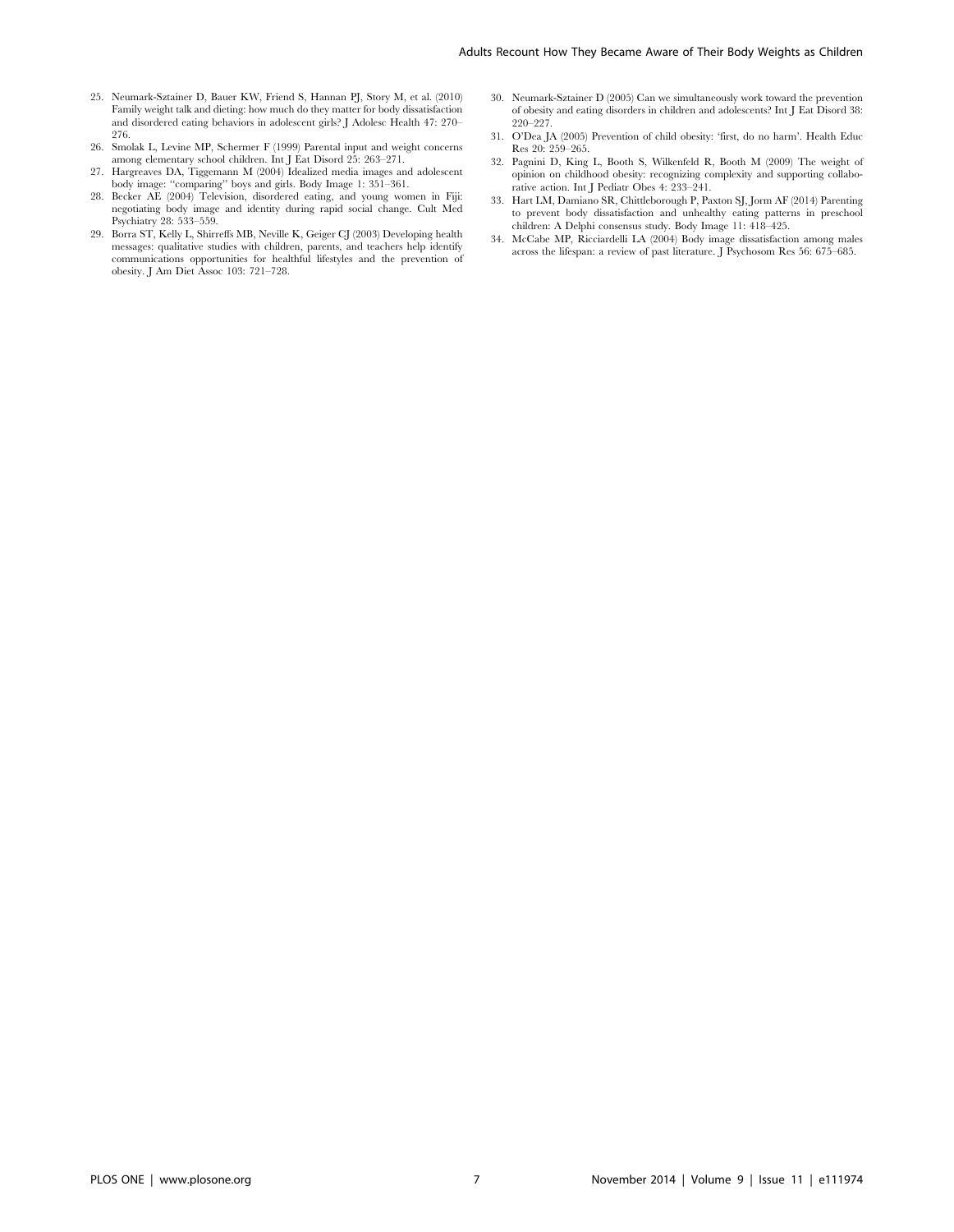25. Neumark-Sztainer D, Bauer KW, Friend S, Hannan PJ, Story M, et al. (2010) Family weight talk and dieting: how much do they matter for body dissatisfaction and disordered eating behaviors in adolescent girls? J Adolesc Health 47: 270–276.
26. Smolak L, Levine MP, Schermer F (1999) Parental input and weight concerns among elementary school children. Int J Eat Disord 25: 263–271.
27. Hargreaves DA, Tiggemann M (2004) Idealized media images and adolescent body image: "comparing" boys and girls. Body Image 1: 351–361.
28. Becker AE (2004) Television, disordered eating, and young women in Fiji: negotiating body image and identity during rapid social change. Cult Med Psychiatry 28: 533–559.
29. Borra ST, Kelly L, Shirreffs MB, Neville K, Geiger CJ (2003) Developing health messages: qualitative studies with children, parents, and teachers help identify communications opportunities for healthful lifestyles and the prevention of obesity. J Am Diet Assoc 103: 721–728.
30. Neumark-Sztainer D (2005) Can we simultaneously work toward the prevention of obesity and eating disorders in children and adolescents? Int J Eat Disord 38: 220–227.
31. O'Dea JA (2005) Prevention of child obesity: 'first, do no harm'. Health Educ Res 20: 259–265.
32. Pagnini D, King L, Booth S, Wilkenfeld R, Booth M (2009) The weight of opinion on childhood obesity: recognizing complexity and supporting collaborative action. Int J Pediatr Obes 4: 233–241.
33. Hart LM, Damiano SR, Chittleborough P, Paxton SJ, Jorm AF (2014) Parenting to prevent body dissatisfaction and unhealthy eating patterns in preschool children: A Delphi consensus study. Body Image 11: 418–425.
34. McCabe MP, Ricciardelli LA (2004) Body image dissatisfaction among males across the lifespan: a review of past literature. J Psychosom Res 56: 675–685.